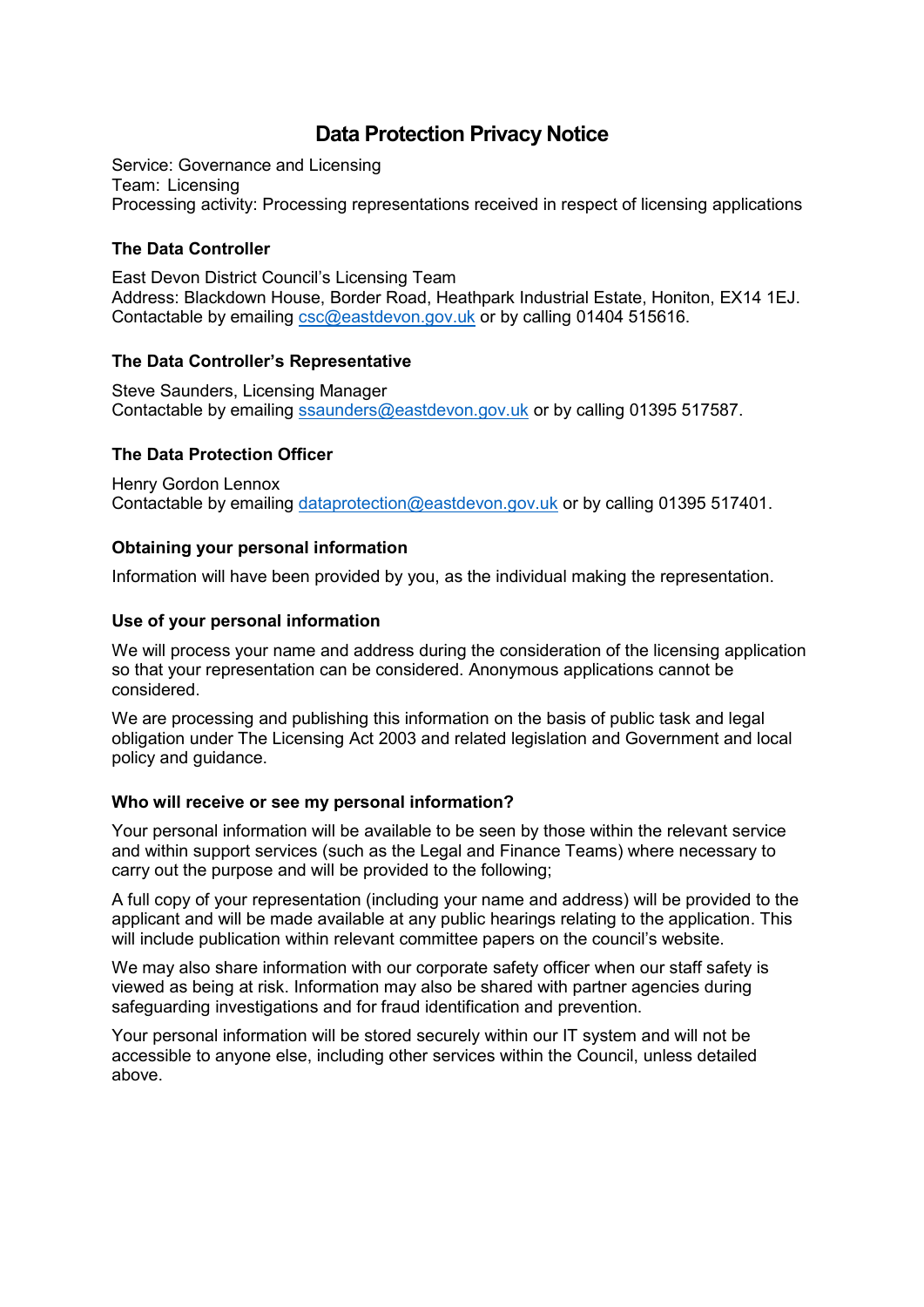# Data Protection Privacy Notice

Service: Governance and Licensing
Team: Licensing
Processing activity: Processing representations received in respect of licensing applications

### The Data Controller

East Devon District Council's Licensing Team
Address: Blackdown House, Border Road, Heathpark Industrial Estate, Honiton, EX14 1EJ.
Contactable by emailing csc@eastdevon.gov.uk or by calling 01404 515616.

### The Data Controller's Representative

Steve Saunders, Licensing Manager
Contactable by emailing ssaunders@eastdevon.gov.uk or by calling 01395 517587.

### The Data Protection Officer

Henry Gordon Lennox
Contactable by emailing dataprotection@eastdevon.gov.uk or by calling 01395 517401.

### Obtaining your personal information

Information will have been provided by you, as the individual making the representation.

### Use of your personal information

We will process your name and address during the consideration of the licensing application so that your representation can be considered. Anonymous applications cannot be considered.

We are processing and publishing this information on the basis of public task and legal obligation under The Licensing Act 2003 and related legislation and Government and local policy and guidance.

### Who will receive or see my personal information?

Your personal information will be available to be seen by those within the relevant service and within support services (such as the Legal and Finance Teams) where necessary to carry out the purpose and will be provided to the following;

A full copy of your representation (including your name and address) will be provided to the applicant and will be made available at any public hearings relating to the application. This will include publication within relevant committee papers on the council's website.

We may also share information with our corporate safety officer when our staff safety is viewed as being at risk. Information may also be shared with partner agencies during safeguarding investigations and for fraud identification and prevention.

Your personal information will be stored securely within our IT system and will not be accessible to anyone else, including other services within the Council, unless detailed above.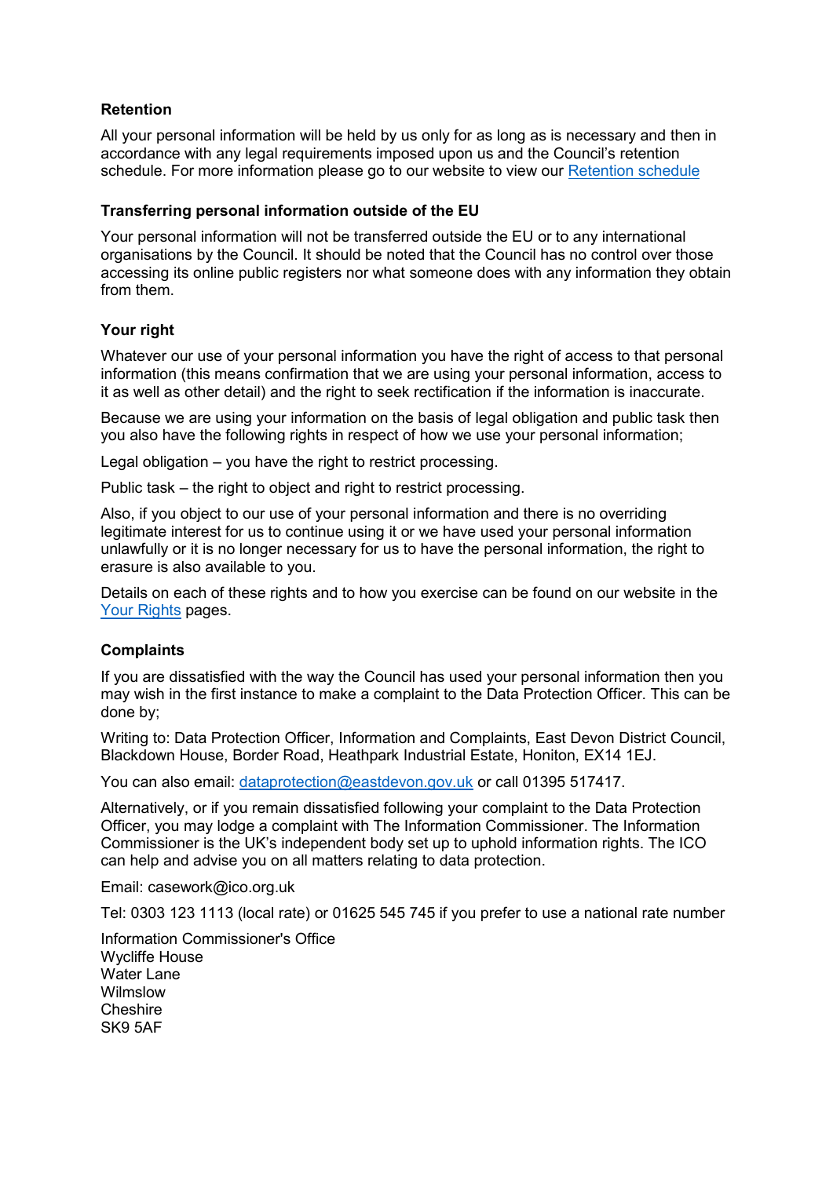**Retention**

All your personal information will be held by us only for as long as is necessary and then in accordance with any legal requirements imposed upon us and the Council's retention schedule. For more information please go to our website to view our Retention schedule

**Transferring personal information outside of the EU**

Your personal information will not be transferred outside the EU or to any international organisations by the Council. It should be noted that the Council has no control over those accessing its online public registers nor what someone does with any information they obtain from them.

**Your right**

Whatever our use of your personal information you have the right of access to that personal information (this means confirmation that we are using your personal information, access to it as well as other detail) and the right to seek rectification if the information is inaccurate.

Because we are using your information on the basis of legal obligation and public task then you also have the following rights in respect of how we use your personal information;

Legal obligation – you have the right to restrict processing.

Public task – the right to object and right to restrict processing.

Also, if you object to our use of your personal information and there is no overriding legitimate interest for us to continue using it or we have used your personal information unlawfully or it is no longer necessary for us to have the personal information, the right to erasure is also available to you.

Details on each of these rights and to how you exercise can be found on our website in the Your Rights pages.

**Complaints**

If you are dissatisfied with the way the Council has used your personal information then you may wish in the first instance to make a complaint to the Data Protection Officer. This can be done by;

Writing to: Data Protection Officer, Information and Complaints, East Devon District Council, Blackdown House, Border Road, Heathpark Industrial Estate, Honiton, EX14 1EJ.

You can also email: dataprotection@eastdevon.gov.uk or call 01395 517417.

Alternatively, or if you remain dissatisfied following your complaint to the Data Protection Officer, you may lodge a complaint with The Information Commissioner. The Information Commissioner is the UK's independent body set up to uphold information rights. The ICO can help and advise you on all matters relating to data protection.

Email: casework@ico.org.uk

Tel: 0303 123 1113 (local rate) or 01625 545 745 if you prefer to use a national rate number

Information Commissioner's Office
Wycliffe House
Water Lane
Wilmslow
Cheshire
SK9 5AF